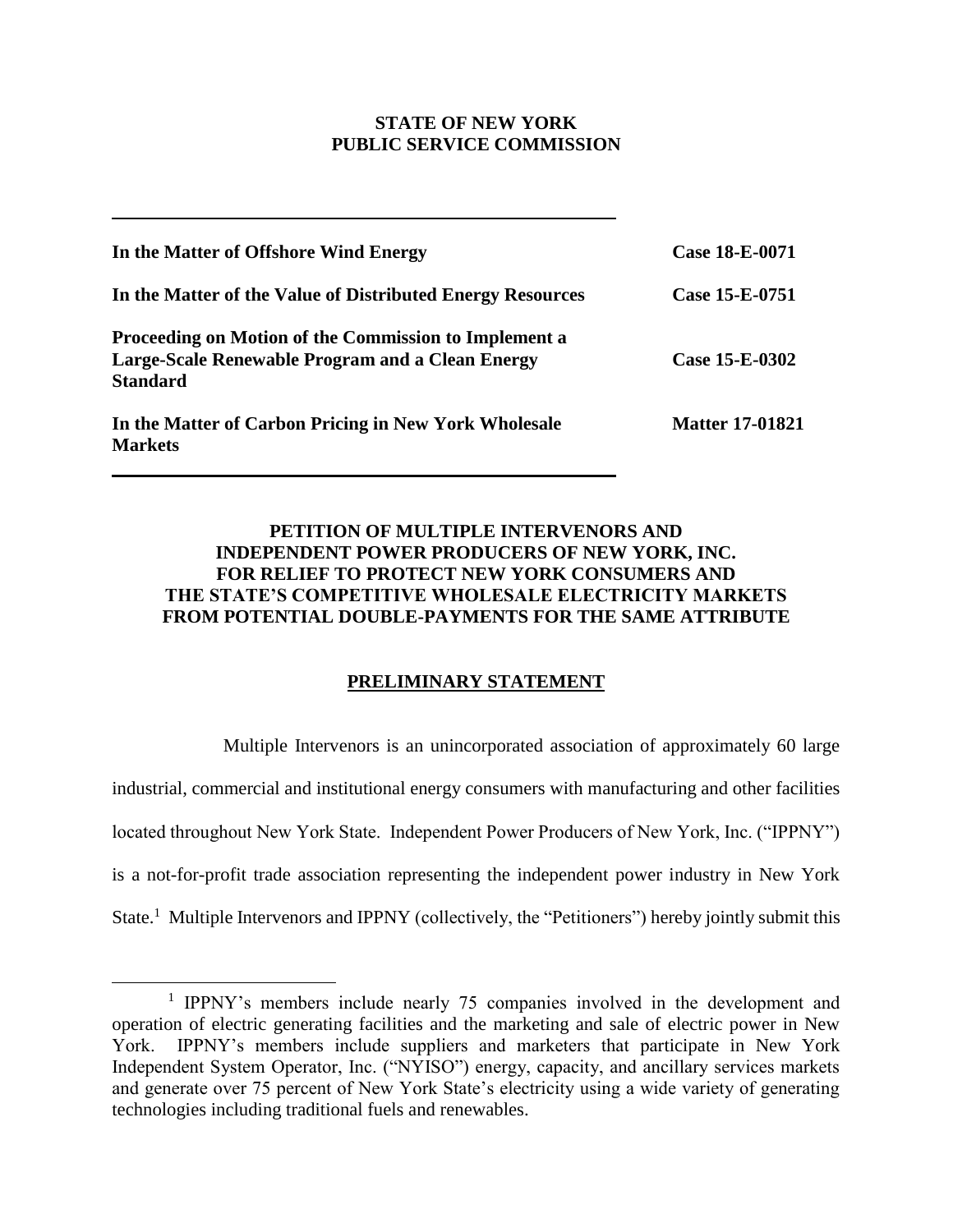**STATE OF NEW YORK**
**PUBLIC SERVICE COMMISSION**

| | |
|---|---|
| **In the Matter of Offshore Wind Energy** | **Case 18-E-0071** |
| **In the Matter of the Value of Distributed Energy Resources** | **Case 15-E-0751** |
| **Proceeding on Motion of the Commission to Implement a Large-Scale Renewable Program and a Clean Energy Standard** | **Case 15-E-0302** |
| **In the Matter of Carbon Pricing in New York Wholesale Markets** | **Matter 17-01821** |

**PETITION OF MULTIPLE INTERVENORS AND INDEPENDENT POWER PRODUCERS OF NEW YORK, INC. FOR RELIEF TO PROTECT NEW YORK CONSUMERS AND THE STATE'S COMPETITIVE WHOLESALE ELECTRICITY MARKETS FROM POTENTIAL DOUBLE-PAYMENTS FOR THE SAME ATTRIBUTE**

## PRELIMINARY STATEMENT

Multiple Intervenors is an unincorporated association of approximately 60 large industrial, commercial and institutional energy consumers with manufacturing and other facilities located throughout New York State. Independent Power Producers of New York, Inc. ("IPPNY") is a not-for-profit trade association representing the independent power industry in New York State.[1] Multiple Intervenors and IPPNY (collectively, the "Petitioners") hereby jointly submit this

[1] IPPNY's members include nearly 75 companies involved in the development and operation of electric generating facilities and the marketing and sale of electric power in New York. IPPNY's members include suppliers and marketers that participate in New York Independent System Operator, Inc. ("NYISO") energy, capacity, and ancillary services markets and generate over 75 percent of New York State's electricity using a wide variety of generating technologies including traditional fuels and renewables.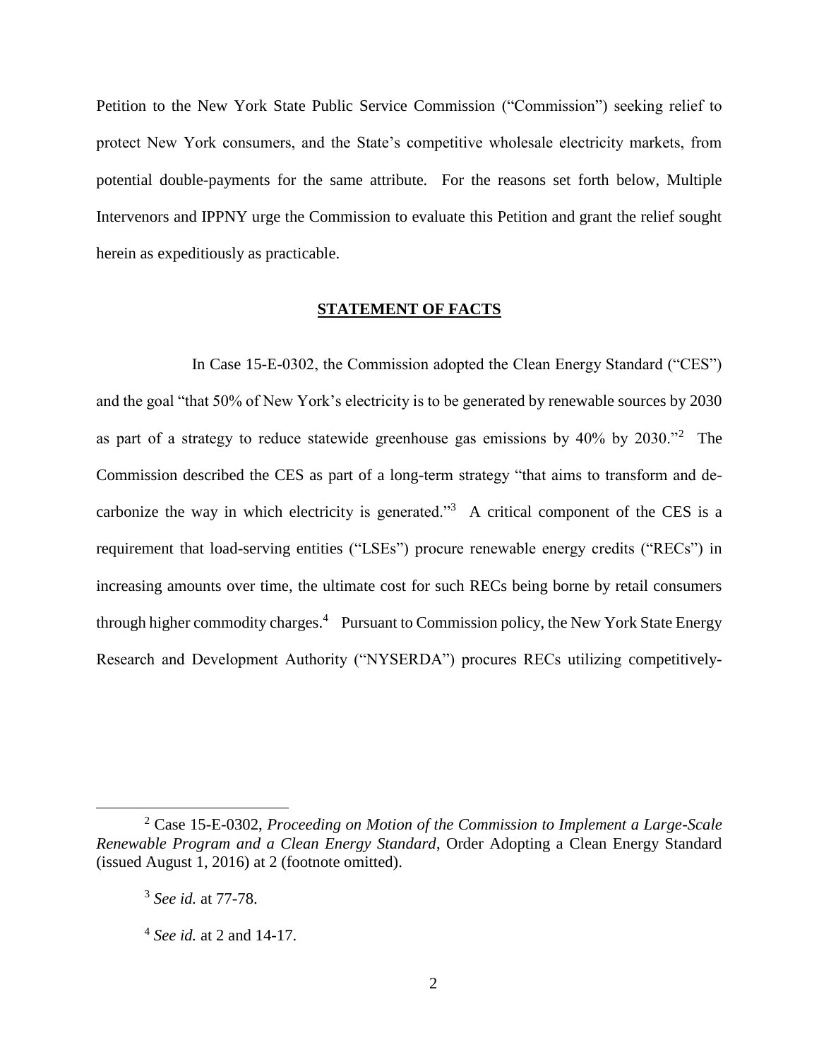Petition to the New York State Public Service Commission ("Commission") seeking relief to protect New York consumers, and the State's competitive wholesale electricity markets, from potential double-payments for the same attribute. For the reasons set forth below, Multiple Intervenors and IPPNY urge the Commission to evaluate this Petition and grant the relief sought herein as expeditiously as practicable.

## STATEMENT OF FACTS

In Case 15-E-0302, the Commission adopted the Clean Energy Standard ("CES") and the goal "that 50% of New York's electricity is to be generated by renewable sources by 2030 as part of a strategy to reduce statewide greenhouse gas emissions by 40% by 2030."[2] The Commission described the CES as part of a long-term strategy "that aims to transform and de-carbonize the way in which electricity is generated."[3] A critical component of the CES is a requirement that load-serving entities ("LSEs") procure renewable energy credits ("RECs") in increasing amounts over time, the ultimate cost for such RECs being borne by retail consumers through higher commodity charges.[4] Pursuant to Commission policy, the New York State Energy Research and Development Authority ("NYSERDA") procures RECs utilizing competitively-

---

[2] Case 15-E-0302, *Proceeding on Motion of the Commission to Implement a Large-Scale Renewable Program and a Clean Energy Standard*, Order Adopting a Clean Energy Standard (issued August 1, 2016) at 2 (footnote omitted).

[3] *See id.* at 77-78.

[4] *See id.* at 2 and 14-17.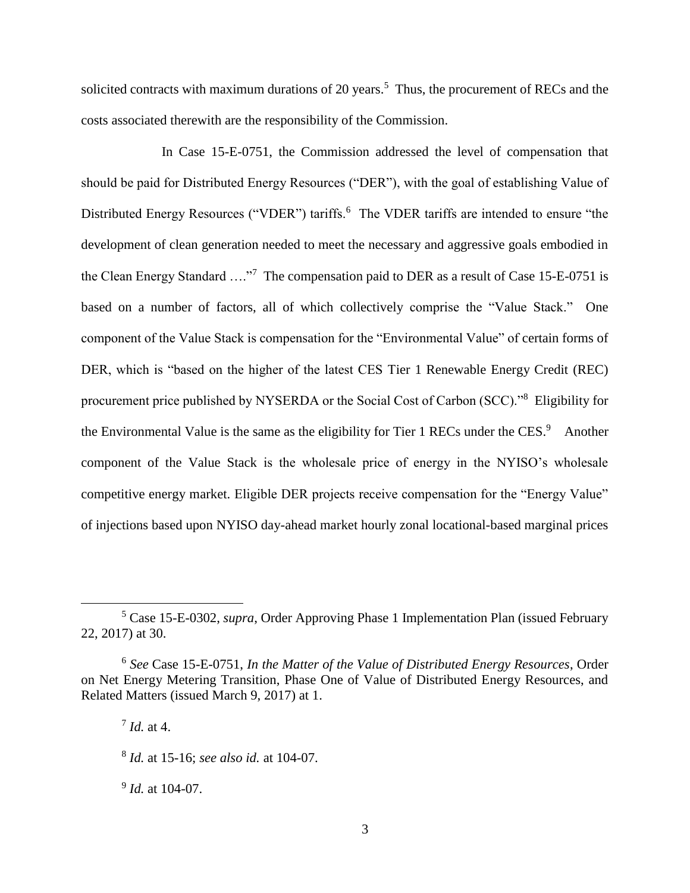solicited contracts with maximum durations of 20 years.[5] Thus, the procurement of RECs and the costs associated therewith are the responsibility of the Commission.

In Case 15-E-0751, the Commission addressed the level of compensation that should be paid for Distributed Energy Resources ("DER"), with the goal of establishing Value of Distributed Energy Resources ("VDER") tariffs.[6] The VDER tariffs are intended to ensure "the development of clean generation needed to meet the necessary and aggressive goals embodied in the Clean Energy Standard …."[7] The compensation paid to DER as a result of Case 15-E-0751 is based on a number of factors, all of which collectively comprise the "Value Stack." One component of the Value Stack is compensation for the "Environmental Value" of certain forms of DER, which is "based on the higher of the latest CES Tier 1 Renewable Energy Credit (REC) procurement price published by NYSERDA or the Social Cost of Carbon (SCC)."[8] Eligibility for the Environmental Value is the same as the eligibility for Tier 1 RECs under the CES.[9] Another component of the Value Stack is the wholesale price of energy in the NYISO's wholesale competitive energy market. Eligible DER projects receive compensation for the "Energy Value" of injections based upon NYISO day-ahead market hourly zonal locational-based marginal prices

---

[5] Case 15-E-0302, *supra*, Order Approving Phase 1 Implementation Plan (issued February 22, 2017) at 30.

[6] *See* Case 15-E-0751, *In the Matter of the Value of Distributed Energy Resources*, Order on Net Energy Metering Transition, Phase One of Value of Distributed Energy Resources, and Related Matters (issued March 9, 2017) at 1.

[7] *Id.* at 4.

[8] *Id.* at 15-16; *see also id.* at 104-07.

[9] *Id.* at 104-07.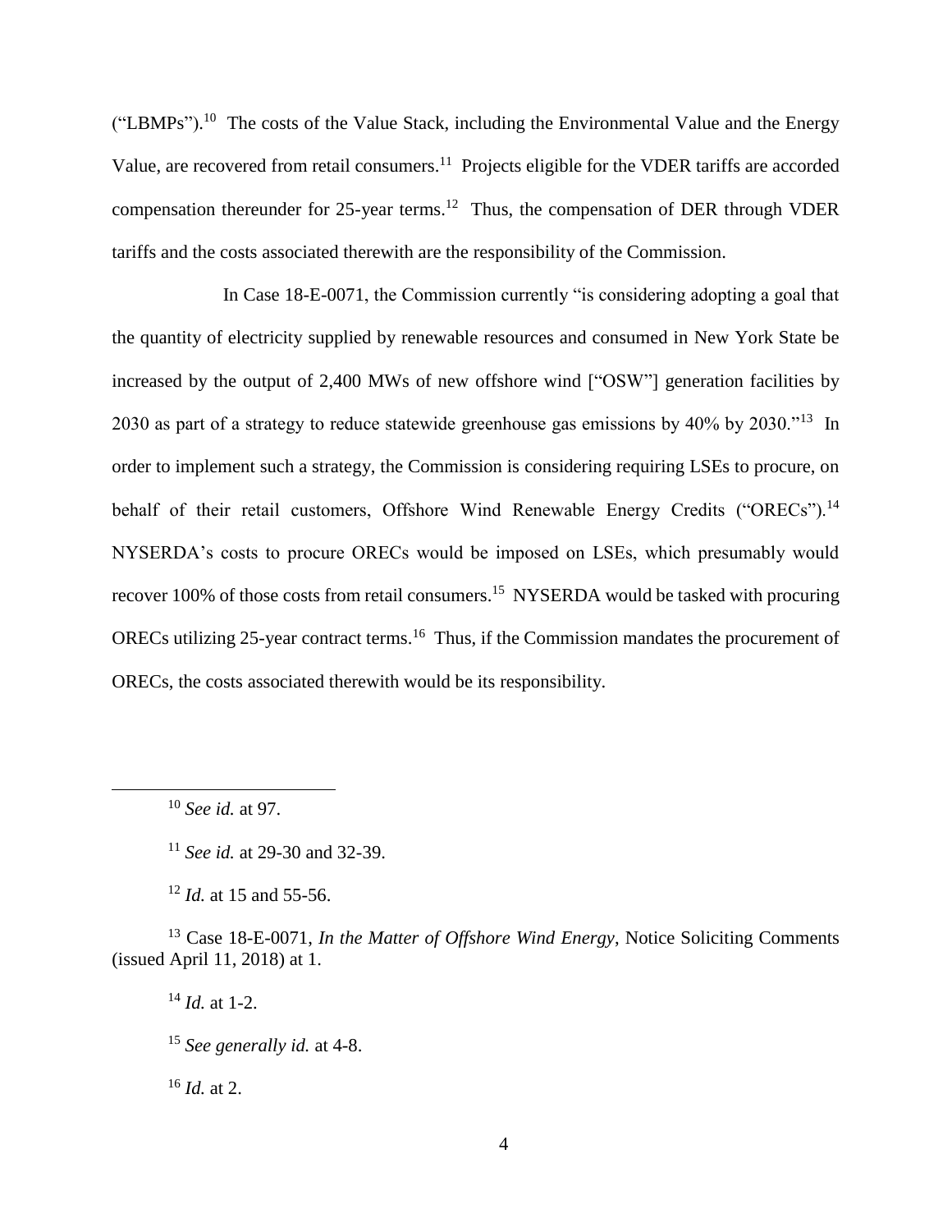("LBMPs").[10] The costs of the Value Stack, including the Environmental Value and the Energy Value, are recovered from retail consumers.[11] Projects eligible for the VDER tariffs are accorded compensation thereunder for 25-year terms.[12] Thus, the compensation of DER through VDER tariffs and the costs associated therewith are the responsibility of the Commission.

In Case 18-E-0071, the Commission currently "is considering adopting a goal that the quantity of electricity supplied by renewable resources and consumed in New York State be increased by the output of 2,400 MWs of new offshore wind ["OSW"] generation facilities by 2030 as part of a strategy to reduce statewide greenhouse gas emissions by 40% by 2030."[13] In order to implement such a strategy, the Commission is considering requiring LSEs to procure, on behalf of their retail customers, Offshore Wind Renewable Energy Credits ("ORECs").[14] NYSERDA's costs to procure ORECs would be imposed on LSEs, which presumably would recover 100% of those costs from retail consumers.[15] NYSERDA would be tasked with procuring ORECs utilizing 25-year contract terms.[16] Thus, if the Commission mandates the procurement of ORECs, the costs associated therewith would be its responsibility.

---

[10] *See id.* at 97.

[11] *See id.* at 29-30 and 32-39.

[12] *Id.* at 15 and 55-56.

[13] Case 18-E-0071, *In the Matter of Offshore Wind Energy*, Notice Soliciting Comments (issued April 11, 2018) at 1.

[14] *Id.* at 1-2.

[15] *See generally id.* at 4-8.

[16] *Id.* at 2.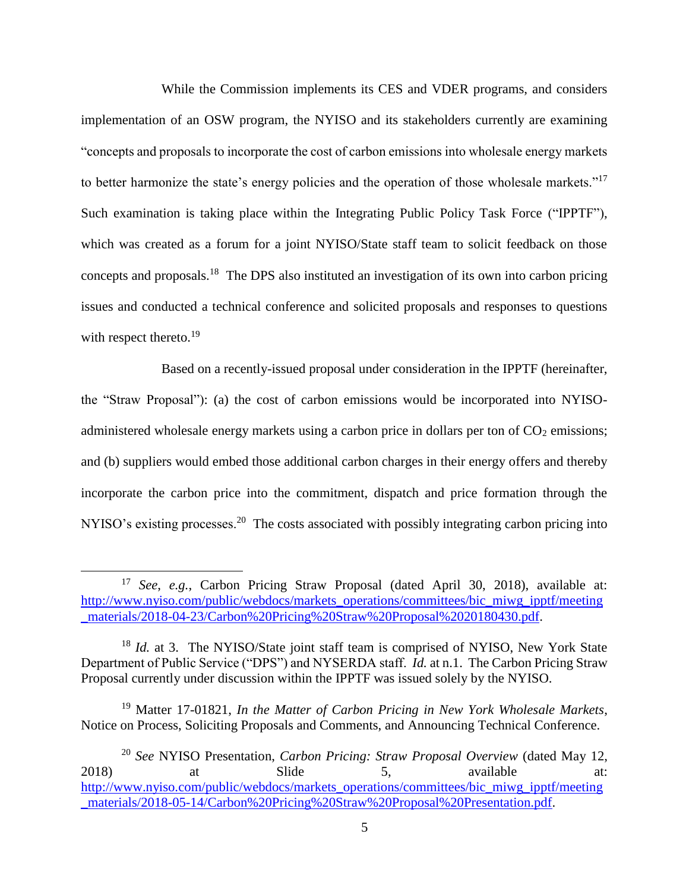While the Commission implements its CES and VDER programs, and considers implementation of an OSW program, the NYISO and its stakeholders currently are examining "concepts and proposals to incorporate the cost of carbon emissions into wholesale energy markets to better harmonize the state's energy policies and the operation of those wholesale markets."[17] Such examination is taking place within the Integrating Public Policy Task Force ("IPPTF"), which was created as a forum for a joint NYISO/State staff team to solicit feedback on those concepts and proposals.[18] The DPS also instituted an investigation of its own into carbon pricing issues and conducted a technical conference and solicited proposals and responses to questions with respect thereto.[19]

Based on a recently-issued proposal under consideration in the IPPTF (hereinafter, the "Straw Proposal"): (a) the cost of carbon emissions would be incorporated into NYISO-administered wholesale energy markets using a carbon price in dollars per ton of $CO_2$ emissions; and (b) suppliers would embed those additional carbon charges in their energy offers and thereby incorporate the carbon price into the commitment, dispatch and price formation through the NYISO's existing processes.[20] The costs associated with possibly integrating carbon pricing into

---

[17] *See*, *e.g.*, Carbon Pricing Straw Proposal (dated April 30, 2018), available at: http://www.nyiso.com/public/webdocs/markets_operations/committees/bic_miwg_ipptf/meeting_materials/2018-04-23/Carbon%20Pricing%20Straw%20Proposal%2020180430.pdf.

[18] *Id.* at 3. The NYISO/State joint staff team is comprised of NYISO, New York State Department of Public Service ("DPS") and NYSERDA staff. *Id.* at n.1. The Carbon Pricing Straw Proposal currently under discussion within the IPPTF was issued solely by the NYISO.

[19] Matter 17-01821, *In the Matter of Carbon Pricing in New York Wholesale Markets*, Notice on Process, Soliciting Proposals and Comments, and Announcing Technical Conference.

[20] *See* NYISO Presentation, *Carbon Pricing: Straw Proposal Overview* (dated May 12, 2018) at Slide 5, available at: http://www.nyiso.com/public/webdocs/markets_operations/committees/bic_miwg_ipptf/meeting_materials/2018-05-14/Carbon%20Pricing%20Straw%20Proposal%20Presentation.pdf.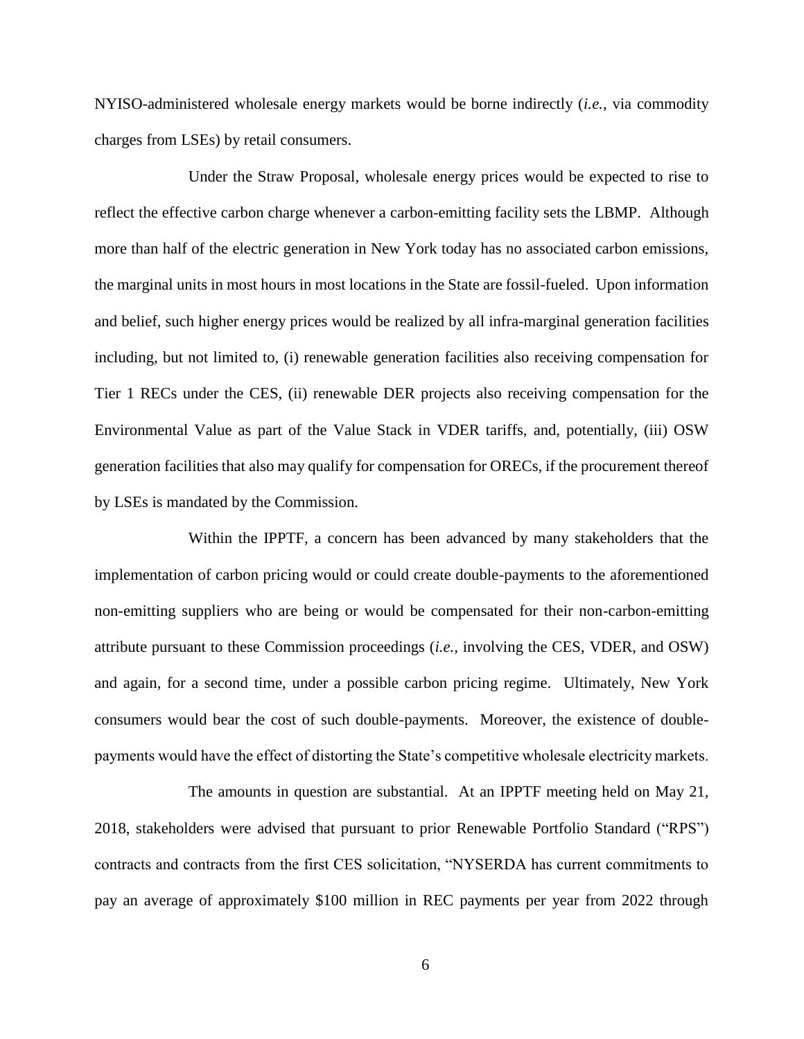NYISO-administered wholesale energy markets would be borne indirectly (*i.e.*, via commodity charges from LSEs) by retail consumers.

Under the Straw Proposal, wholesale energy prices would be expected to rise to reflect the effective carbon charge whenever a carbon-emitting facility sets the LBMP. Although more than half of the electric generation in New York today has no associated carbon emissions, the marginal units in most hours in most locations in the State are fossil-fueled. Upon information and belief, such higher energy prices would be realized by all infra-marginal generation facilities including, but not limited to, (i) renewable generation facilities also receiving compensation for Tier 1 RECs under the CES, (ii) renewable DER projects also receiving compensation for the Environmental Value as part of the Value Stack in VDER tariffs, and, potentially, (iii) OSW generation facilities that also may qualify for compensation for ORECs, if the procurement thereof by LSEs is mandated by the Commission.

Within the IPPTF, a concern has been advanced by many stakeholders that the implementation of carbon pricing would or could create double-payments to the aforementioned non-emitting suppliers who are being or would be compensated for their non-carbon-emitting attribute pursuant to these Commission proceedings (*i.e.*, involving the CES, VDER, and OSW) and again, for a second time, under a possible carbon pricing regime. Ultimately, New York consumers would bear the cost of such double-payments. Moreover, the existence of double-payments would have the effect of distorting the State's competitive wholesale electricity markets.

The amounts in question are substantial. At an IPPTF meeting held on May 21, 2018, stakeholders were advised that pursuant to prior Renewable Portfolio Standard ("RPS") contracts and contracts from the first CES solicitation, "NYSERDA has current commitments to pay an average of approximately $100 million in REC payments per year from 2022 through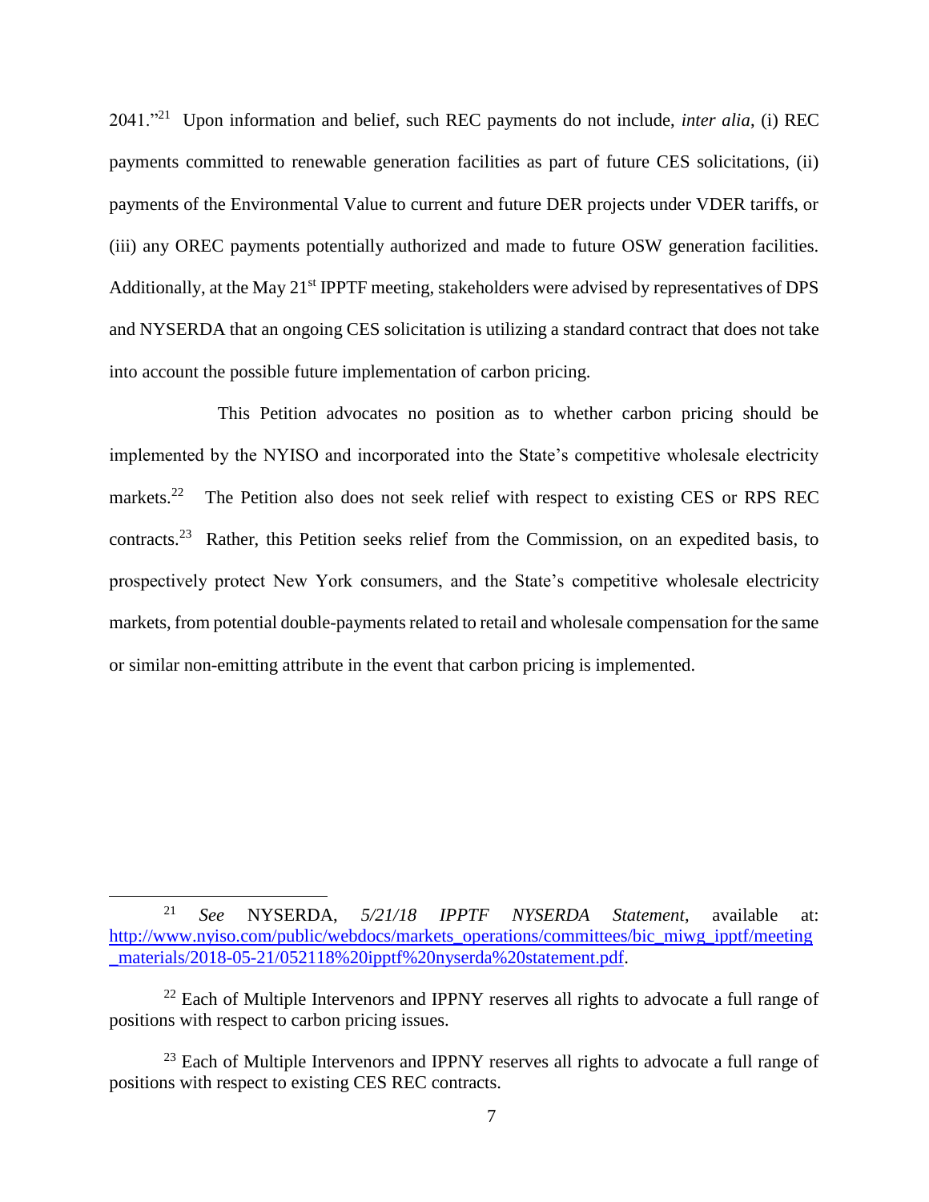2041."[21] Upon information and belief, such REC payments do not include, *inter alia*, (i) REC payments committed to renewable generation facilities as part of future CES solicitations, (ii) payments of the Environmental Value to current and future DER projects under VDER tariffs, or (iii) any OREC payments potentially authorized and made to future OSW generation facilities. Additionally, at the May 21st IPPTF meeting, stakeholders were advised by representatives of DPS and NYSERDA that an ongoing CES solicitation is utilizing a standard contract that does not take into account the possible future implementation of carbon pricing.

This Petition advocates no position as to whether carbon pricing should be implemented by the NYISO and incorporated into the State's competitive wholesale electricity markets.[22] The Petition also does not seek relief with respect to existing CES or RPS REC contracts.[23] Rather, this Petition seeks relief from the Commission, on an expedited basis, to prospectively protect New York consumers, and the State's competitive wholesale electricity markets, from potential double-payments related to retail and wholesale compensation for the same or similar non-emitting attribute in the event that carbon pricing is implemented.

---

[21] *See* NYSERDA, *5/21/18 IPPTF NYSERDA Statement*, available at: http://www.nyiso.com/public/webdocs/markets_operations/committees/bic_miwg_ipptf/meeting_materials/2018-05-21/052118%20ipptf%20nyserda%20statement.pdf.

[22] Each of Multiple Intervenors and IPPNY reserves all rights to advocate a full range of positions with respect to carbon pricing issues.

[23] Each of Multiple Intervenors and IPPNY reserves all rights to advocate a full range of positions with respect to existing CES REC contracts.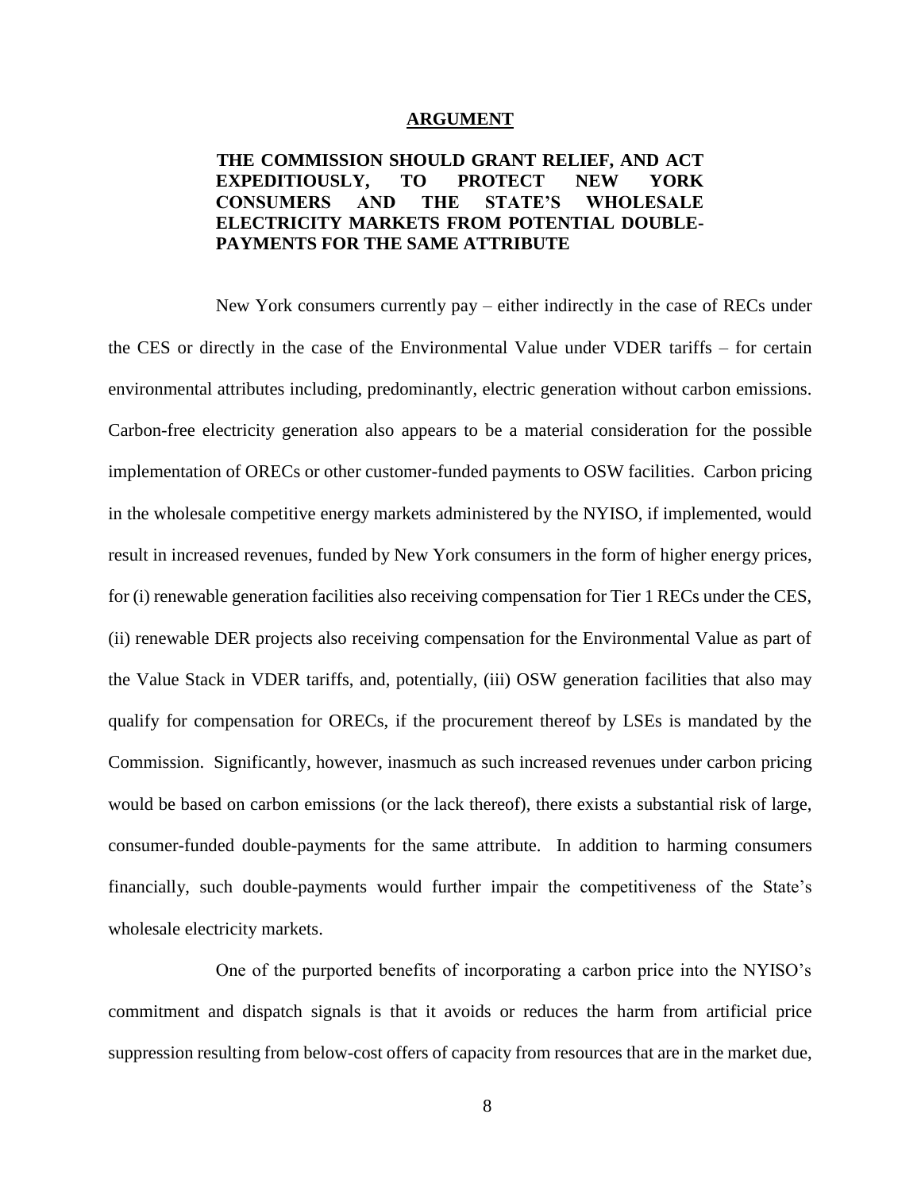## ARGUMENT

### THE COMMISSION SHOULD GRANT RELIEF, AND ACT EXPEDITIOUSLY, TO PROTECT NEW YORK CONSUMERS AND THE STATE'S WHOLESALE ELECTRICITY MARKETS FROM POTENTIAL DOUBLE-PAYMENTS FOR THE SAME ATTRIBUTE

New York consumers currently pay – either indirectly in the case of RECs under the CES or directly in the case of the Environmental Value under VDER tariffs – for certain environmental attributes including, predominantly, electric generation without carbon emissions. Carbon-free electricity generation also appears to be a material consideration for the possible implementation of ORECs or other customer-funded payments to OSW facilities. Carbon pricing in the wholesale competitive energy markets administered by the NYISO, if implemented, would result in increased revenues, funded by New York consumers in the form of higher energy prices, for (i) renewable generation facilities also receiving compensation for Tier 1 RECs under the CES, (ii) renewable DER projects also receiving compensation for the Environmental Value as part of the Value Stack in VDER tariffs, and, potentially, (iii) OSW generation facilities that also may qualify for compensation for ORECs, if the procurement thereof by LSEs is mandated by the Commission. Significantly, however, inasmuch as such increased revenues under carbon pricing would be based on carbon emissions (or the lack thereof), there exists a substantial risk of large, consumer-funded double-payments for the same attribute. In addition to harming consumers financially, such double-payments would further impair the competitiveness of the State's wholesale electricity markets.

One of the purported benefits of incorporating a carbon price into the NYISO's commitment and dispatch signals is that it avoids or reduces the harm from artificial price suppression resulting from below-cost offers of capacity from resources that are in the market due,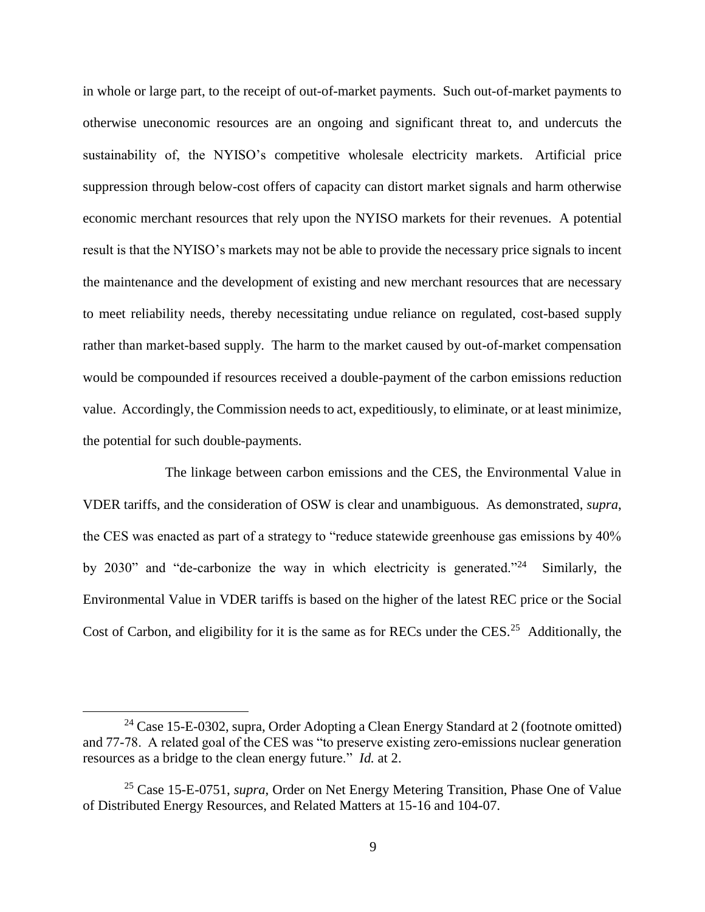in whole or large part, to the receipt of out-of-market payments. Such out-of-market payments to otherwise uneconomic resources are an ongoing and significant threat to, and undercuts the sustainability of, the NYISO's competitive wholesale electricity markets. Artificial price suppression through below-cost offers of capacity can distort market signals and harm otherwise economic merchant resources that rely upon the NYISO markets for their revenues. A potential result is that the NYISO's markets may not be able to provide the necessary price signals to incent the maintenance and the development of existing and new merchant resources that are necessary to meet reliability needs, thereby necessitating undue reliance on regulated, cost-based supply rather than market-based supply. The harm to the market caused by out-of-market compensation would be compounded if resources received a double-payment of the carbon emissions reduction value. Accordingly, the Commission needs to act, expeditiously, to eliminate, or at least minimize, the potential for such double-payments.

The linkage between carbon emissions and the CES, the Environmental Value in VDER tariffs, and the consideration of OSW is clear and unambiguous. As demonstrated, *supra*, the CES was enacted as part of a strategy to "reduce statewide greenhouse gas emissions by 40% by 2030" and "de-carbonize the way in which electricity is generated."[24] Similarly, the Environmental Value in VDER tariffs is based on the higher of the latest REC price or the Social Cost of Carbon, and eligibility for it is the same as for RECs under the CES.[25] Additionally, the

---

[24] Case 15-E-0302, supra, Order Adopting a Clean Energy Standard at 2 (footnote omitted) and 77-78. A related goal of the CES was "to preserve existing zero-emissions nuclear generation resources as a bridge to the clean energy future." *Id.* at 2.

[25] Case 15-E-0751, *supra*, Order on Net Energy Metering Transition, Phase One of Value of Distributed Energy Resources, and Related Matters at 15-16 and 104-07.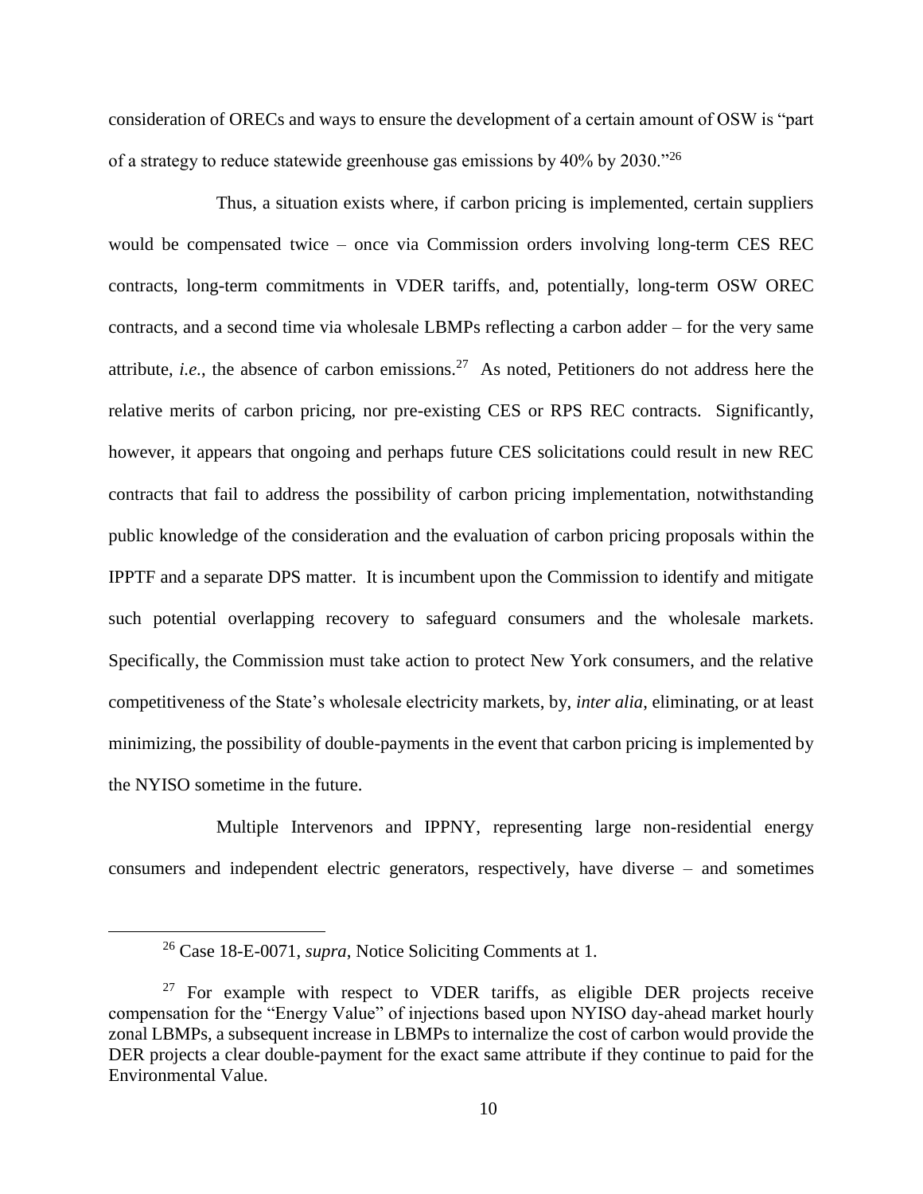consideration of ORECs and ways to ensure the development of a certain amount of OSW is "part of a strategy to reduce statewide greenhouse gas emissions by 40% by 2030."[26]

Thus, a situation exists where, if carbon pricing is implemented, certain suppliers would be compensated twice – once via Commission orders involving long-term CES REC contracts, long-term commitments in VDER tariffs, and, potentially, long-term OSW OREC contracts, and a second time via wholesale LBMPs reflecting a carbon adder – for the very same attribute, *i.e.*, the absence of carbon emissions.[27] As noted, Petitioners do not address here the relative merits of carbon pricing, nor pre-existing CES or RPS REC contracts. Significantly, however, it appears that ongoing and perhaps future CES solicitations could result in new REC contracts that fail to address the possibility of carbon pricing implementation, notwithstanding public knowledge of the consideration and the evaluation of carbon pricing proposals within the IPPTF and a separate DPS matter. It is incumbent upon the Commission to identify and mitigate such potential overlapping recovery to safeguard consumers and the wholesale markets. Specifically, the Commission must take action to protect New York consumers, and the relative competitiveness of the State's wholesale electricity markets, by, *inter alia*, eliminating, or at least minimizing, the possibility of double-payments in the event that carbon pricing is implemented by the NYISO sometime in the future.

Multiple Intervenors and IPPNY, representing large non-residential energy consumers and independent electric generators, respectively, have diverse – and sometimes

---

[26] Case 18-E-0071, *supra*, Notice Soliciting Comments at 1.

[27] For example with respect to VDER tariffs, as eligible DER projects receive compensation for the "Energy Value" of injections based upon NYISO day-ahead market hourly zonal LBMPs, a subsequent increase in LBMPs to internalize the cost of carbon would provide the DER projects a clear double-payment for the exact same attribute if they continue to paid for the Environmental Value.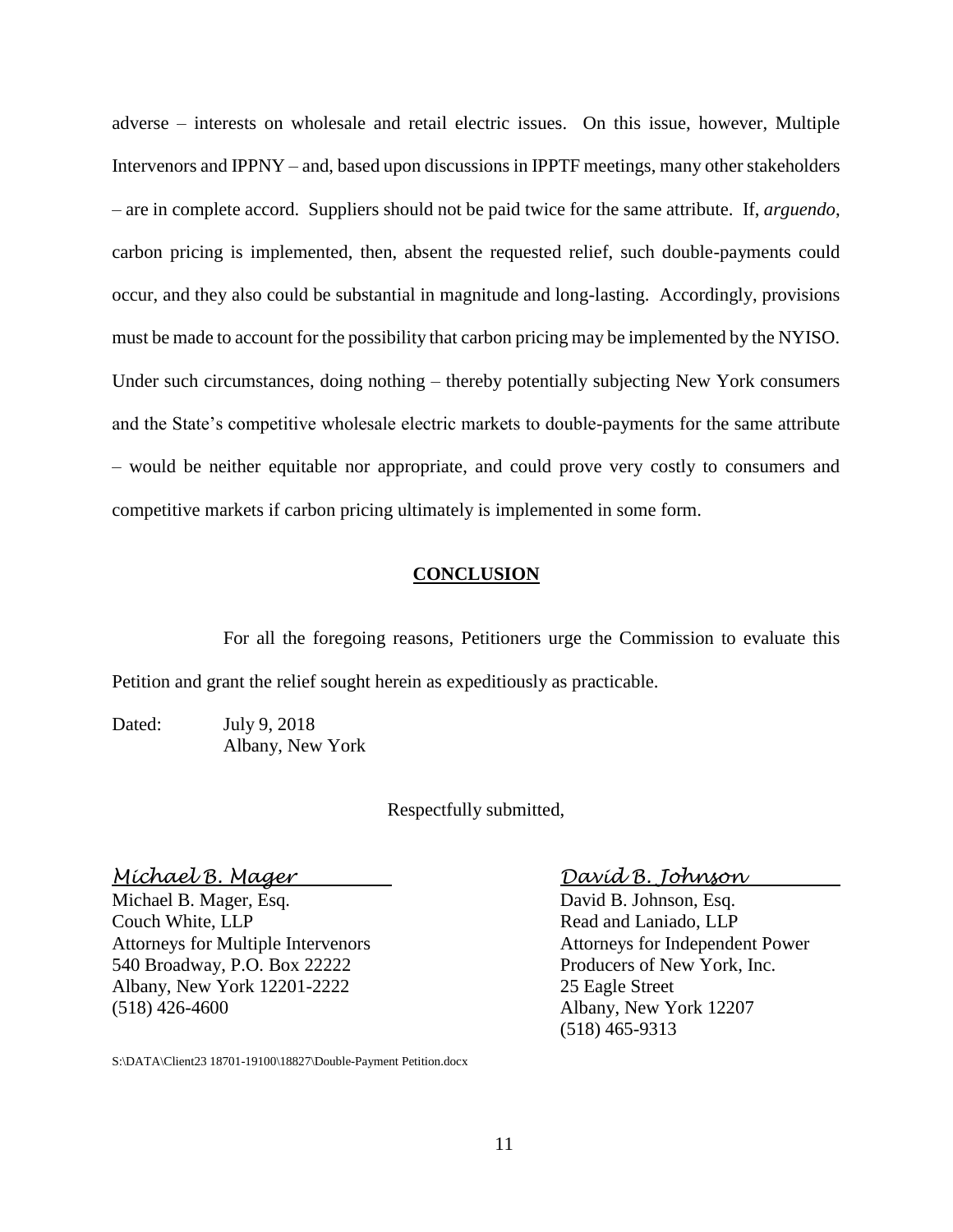adverse – interests on wholesale and retail electric issues. On this issue, however, Multiple Intervenors and IPPNY – and, based upon discussions in IPPTF meetings, many other stakeholders – are in complete accord. Suppliers should not be paid twice for the same attribute. If, *arguendo*, carbon pricing is implemented, then, absent the requested relief, such double-payments could occur, and they also could be substantial in magnitude and long-lasting. Accordingly, provisions must be made to account for the possibility that carbon pricing may be implemented by the NYISO. Under such circumstances, doing nothing – thereby potentially subjecting New York consumers and the State's competitive wholesale electric markets to double-payments for the same attribute – would be neither equitable nor appropriate, and could prove very costly to consumers and competitive markets if carbon pricing ultimately is implemented in some form.

## **CONCLUSION**

For all the foregoing reasons, Petitioners urge the Commission to evaluate this Petition and grant the relief sought herein as expeditiously as practicable.

Dated: July 9, 2018
Albany, New York

Respectfully submitted,

*Michael B. Mager*
Michael B. Mager, Esq.
Couch White, LLP
Attorneys for Multiple Intervenors
540 Broadway, P.O. Box 22222
Albany, New York 12201-2222
(518) 426-4600

*David B. Johnson*
David B. Johnson, Esq.
Read and Laniado, LLP
Attorneys for Independent Power Producers of New York, Inc.
25 Eagle Street
Albany, New York 12207
(518) 465-9313

S:\DATA\Client23 18701-19100\18827\Double-Payment Petition.docx